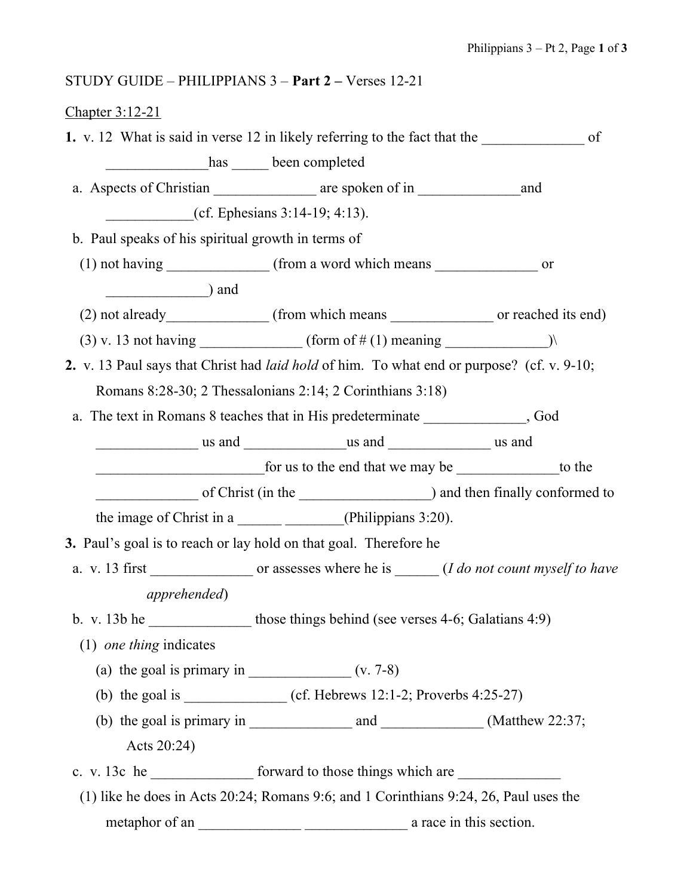STUDY GUIDE – PHILIPPIANS 3 – **Part 2 –** Verses 12-21

Chapter 3:12-21

**1.** v. 12 What is said in verse 12 in likely referring to the fact that the ______________ of ______________has _____ been completed

a. Aspects of Christian ______________ are spoken of in ______________and ____________(cf. Ephesians 3:14-19; 4:13).

b. Paul speaks of his spiritual growth in terms of

(1) not having ______________ (from a word which means ______________ or ______________) and

(2) not already______________ (from which means ______________ or reached its end)

(3) v. 13 not having ______________ (form of # (1) meaning ______________)\

**2.** v. 13 Paul says that Christ had *laid hold* of him. To what end or purpose? (cf. v. 9-10; Romans 8:28-30; 2 Thessalonians 2:14; 2 Corinthians 3:18)

a. The text in Romans 8 teaches that in His predeterminate ______________, God ______________ us and ______________us and ______________ us and _______________________for us to the end that we may be ______________to the ______________ of Christ (in the __________________) and then finally conformed to the image of Christ in a ______ ________(Philippians 3:20).

**3.** Paul's goal is to reach or lay hold on that goal. Therefore he

a. v. 13 first ______________ or assesses where he is ______ (*I do not count myself to have apprehended*)

b. v. 13b he ______________ those things behind (see verses 4-6; Galatians 4:9)

(1) *one thing* indicates

(a) the goal is primary in ______________ (v. 7-8)

(b) the goal is ______________ (cf. Hebrews 12:1-2; Proverbs 4:25-27)

(b) the goal is primary in ______________ and ______________ (Matthew 22:37; Acts 20:24)

c. v. 13c he ______________ forward to those things which are ______________

(1) like he does in Acts 20:24; Romans 9:6; and 1 Corinthians 9:24, 26, Paul uses the metaphor of an ______________ ______________ a race in this section.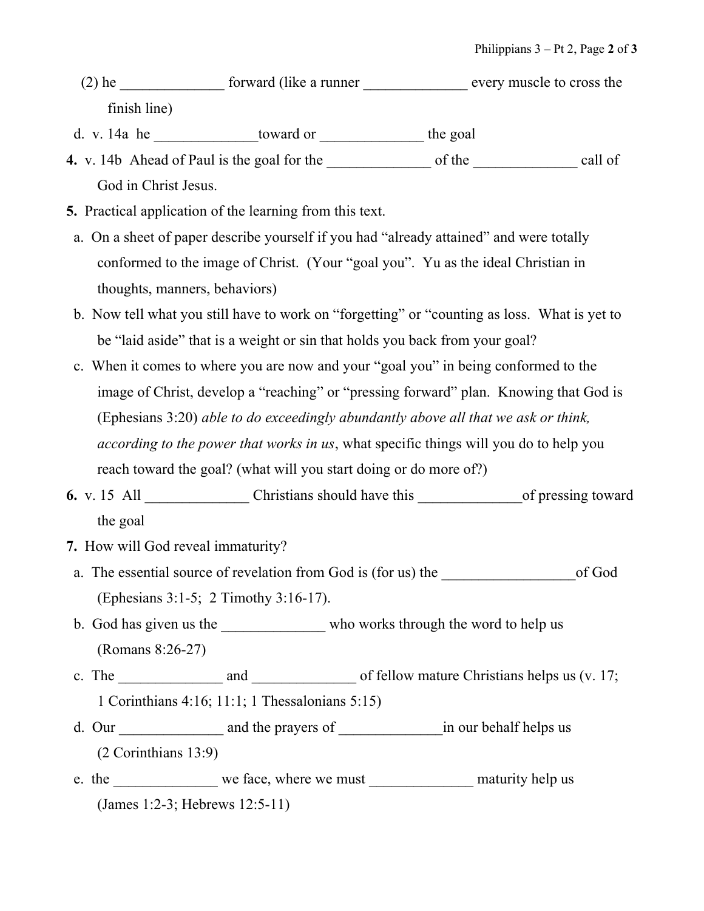(2) he ______________ forward (like a runner ______________ every muscle to cross the finish line)

d. v. 14a he ______________toward or ______________ the goal

**4.** v. 14b Ahead of Paul is the goal for the ______________ of the ______________ call of God in Christ Jesus.

**5.** Practical application of the learning from this text.

a. On a sheet of paper describe yourself if you had "already attained" and were totally conformed to the image of Christ. (Your "goal you". Yu as the ideal Christian in thoughts, manners, behaviors)

b. Now tell what you still have to work on "forgetting" or "counting as loss. What is yet to be "laid aside" that is a weight or sin that holds you back from your goal?

c. When it comes to where you are now and your "goal you" in being conformed to the image of Christ, develop a "reaching" or "pressing forward" plan. Knowing that God is (Ephesians 3:20) *able to do exceedingly abundantly above all that we ask or think, according to the power that works in us*, what specific things will you do to help you reach toward the goal? (what will you start doing or do more of?)

**6.** v. 15 All ______________ Christians should have this ______________of pressing toward the goal

**7.** How will God reveal immaturity?

a. The essential source of revelation from God is (for us) the __________________of God (Ephesians 3:1-5; 2 Timothy 3:16-17).

b. God has given us the ______________ who works through the word to help us (Romans 8:26-27)

c. The ______________ and ______________ of fellow mature Christians helps us (v. 17; 1 Corinthians 4:16; 11:1; 1 Thessalonians 5:15)

d. Our ______________ and the prayers of ______________in our behalf helps us (2 Corinthians 13:9)

e. the ______________ we face, where we must ______________ maturity help us (James 1:2-3; Hebrews 12:5-11)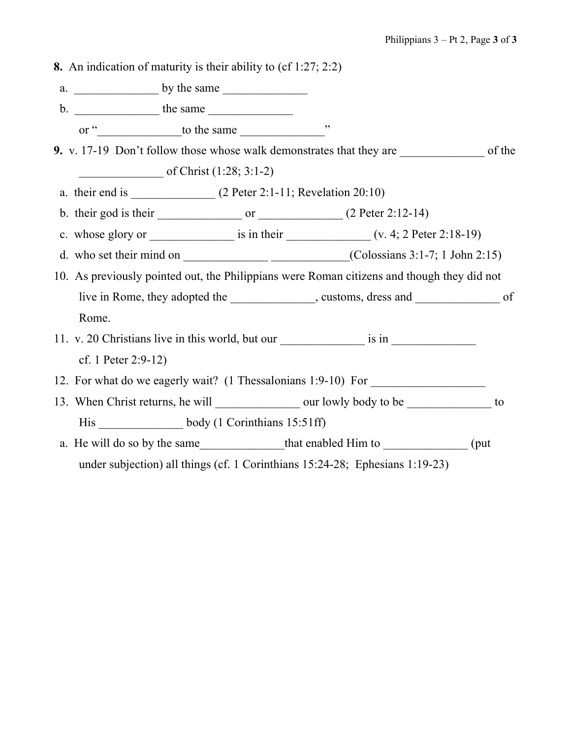**8.** An indication of maturity is their ability to (cf 1:27; 2:2)

a. ______________ by the same ______________

b. ______________ the same ______________

or "______________to the same ______________"

**9.** v. 17-19 Don't follow those whose walk demonstrates that they are ______________ of the ______________ of Christ (1:28; 3:1-2)

a. their end is ______________ (2 Peter 2:1-11; Revelation 20:10)

b. their god is their ______________ or ______________ (2 Peter 2:12-14)

c. whose glory or ______________ is in their ______________ (v. 4; 2 Peter 2:18-19)

d. who set their mind on ______________ _____________(Colossians 3:1-7; 1 John 2:15)

10. As previously pointed out, the Philippians were Roman citizens and though they did not live in Rome, they adopted the ______________, customs, dress and ______________ of Rome.

11. v. 20 Christians live in this world, but our ______________ is in ______________ cf. 1 Peter 2:9-12)

12. For what do we eagerly wait? (1 Thessalonians 1:9-10) For ___________________

13. When Christ returns, he will ______________ our lowly body to be ______________ to His ______________ body (1 Corinthians 15:51ff)

a. He will do so by the same______________that enabled Him to ______________ (put under subjection) all things (cf. 1 Corinthians 15:24-28; Ephesians 1:19-23)